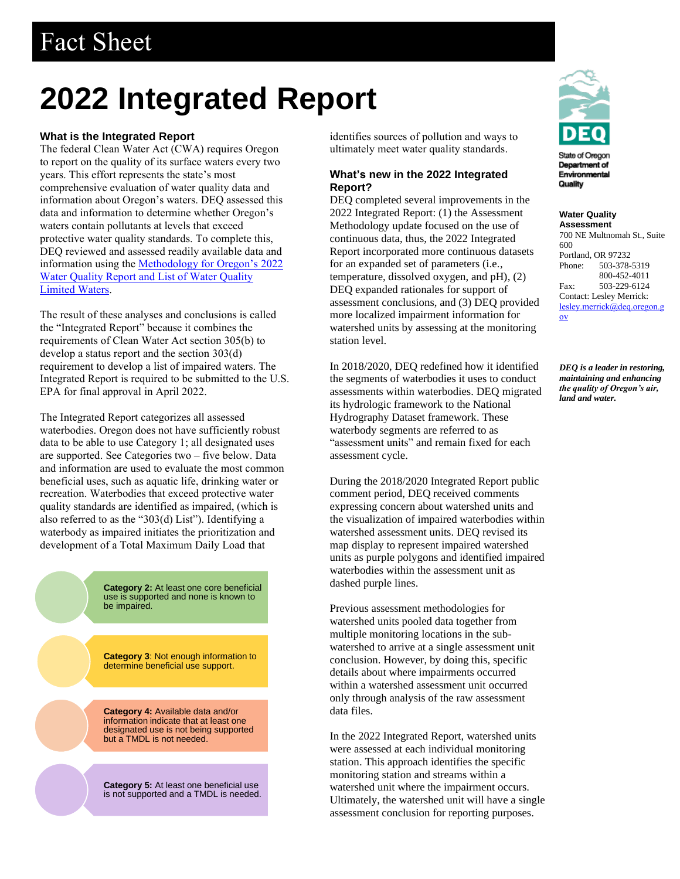# Fact Sheet

# 2022 Integrated Report

### What is the Integrated Report

The federal Clean Water Act (CWA) requires Oregon to report on the quality of its surface waters every two years. This effort represents the state's most comprehensive evaluation of water quality data and information about Oregon's waters. DEQ assessed this data and information to determine whether Oregon's waters contain pollutants at levels that exceed protective water quality standards. To complete this, DEQ reviewed and assessed readily available data and information using the Methodology for Oregon's 2022 Water Quality Report and List of Water Quality Limited Waters.

The result of these analyses and conclusions is called the "Integrated Report" because it combines the requirements of Clean Water Act section 305(b) to develop a status report and the section 303(d) requirement to develop a list of impaired waters. The Integrated Report is required to be submitted to the U.S. EPA for final approval in April 2022.

The Integrated Report categorizes all assessed waterbodies. Oregon does not have sufficiently robust data to be able to use Category 1; all designated uses are supported. See Categories two – five below. Data and information are used to evaluate the most common beneficial uses, such as aquatic life, drinking water or recreation. Waterbodies that exceed protective water quality standards are identified as impaired, (which is also referred to as the "303(d) List"). Identifying a waterbody as impaired initiates the prioritization and development of a Total Maximum Daily Load that identifies sources of pollution and ways to ultimately meet water quality standards.

**Category 2:** At least one core beneficial use is supported and none is known to be impaired.

**Category 3**: Not enough information to determine beneficial use support.

**Category 4:** Available data and/or information indicate that at least one designated use is not being supported but a TMDL is not needed.

**Category 5:** At least one beneficial use is not supported and a TMDL is needed.

### What's new in the 2022 Integrated Report?

DEQ completed several improvements in the 2022 Integrated Report: (1) the Assessment Methodology update focused on the use of continuous data, thus, the 2022 Integrated Report incorporated more continuous datasets for an expanded set of parameters (i.e., temperature, dissolved oxygen, and pH), (2) DEQ expanded rationales for support of assessment conclusions, and (3) DEQ provided more localized impairment information for watershed units by assessing at the monitoring station level.

In 2018/2020, DEQ redefined how it identified the segments of waterbodies it uses to conduct assessments within waterbodies. DEQ migrated its hydrologic framework to the National Hydrography Dataset framework. These waterbody segments are referred to as "assessment units" and remain fixed for each assessment cycle.

During the 2018/2020 Integrated Report public comment period, DEQ received comments expressing concern about watershed units and the visualization of impaired waterbodies within watershed assessment units. DEQ revised its map display to represent impaired watershed units as purple polygons and identified impaired waterbodies within the assessment unit as dashed purple lines.

Previous assessment methodologies for watershed units pooled data together from multiple monitoring locations in the sub-watershed to arrive at a single assessment unit conclusion. However, by doing this, specific details about where impairments occurred within a watershed assessment unit occurred only through analysis of the raw assessment data files.

In the 2022 Integrated Report, watershed units were assessed at each individual monitoring station. This approach identifies the specific monitoring station and streams within a watershed unit where the impairment occurs. Ultimately, the watershed unit will have a single assessment conclusion for reporting purposes.

DEQ
State of Oregon Department of Environmental Quality

**Water Quality Assessment**
700 NE Multnomah St., Suite 600
Portland, OR 97232
Phone: 503-378-5319
800-452-4011
Fax: 503-229-6124
Contact: Lesley Merrick:
lesley.merrick@deq.oregon.gov

***DEQ is a leader in restoring, maintaining and enhancing the quality of Oregon's air, land and water.***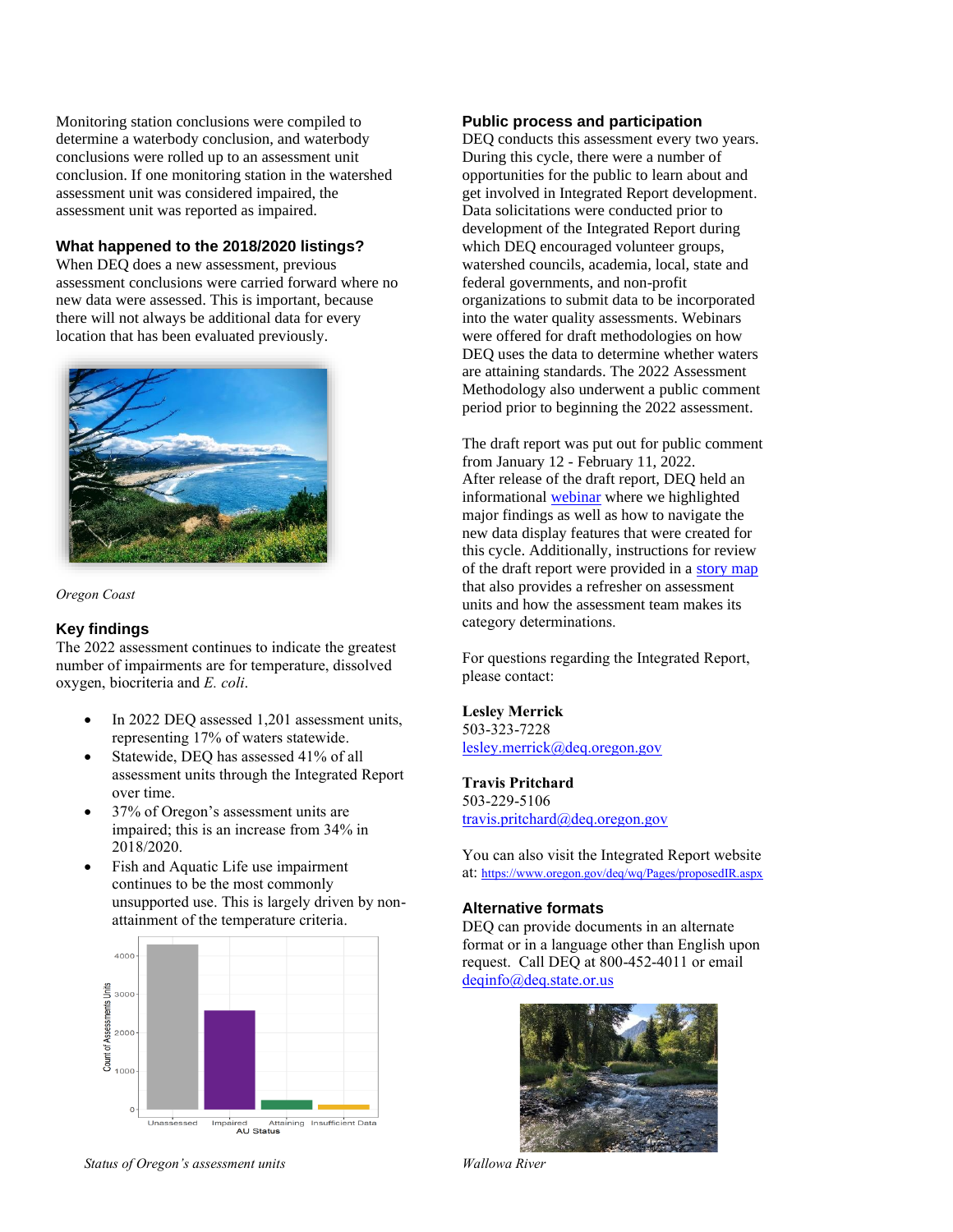Monitoring station conclusions were compiled to determine a waterbody conclusion, and waterbody conclusions were rolled up to an assessment unit conclusion. If one monitoring station in the watershed assessment unit was considered impaired, the assessment unit was reported as impaired.

### What happened to the 2018/2020 listings?

When DEQ does a new assessment, previous assessment conclusions were carried forward where no new data were assessed. This is important, because there will not always be additional data for every location that has been evaluated previously.

*Oregon Coast*

### Key findings

The 2022 assessment continues to indicate the greatest number of impairments are for temperature, dissolved oxygen, biocriteria and *E. coli*.

- In 2022 DEQ assessed 1,201 assessment units, representing 17% of waters statewide.
- Statewide, DEQ has assessed 41% of all assessment units through the Integrated Report over time.
- 37% of Oregon's assessment units are impaired; this is an increase from 34% in 2018/2020.
- Fish and Aquatic Life use impairment continues to be the most commonly unsupported use. This is largely driven by non-attainment of the temperature criteria.

Count of Assessments Units
4000
3000
2000
1000
0
Unassessed
Impaired
Attaining
Insufficient Data
AU Status

*Status of Oregon's assessment units*

### Public process and participation

DEQ conducts this assessment every two years. During this cycle, there were a number of opportunities for the public to learn about and get involved in Integrated Report development. Data solicitations were conducted prior to development of the Integrated Report during which DEQ encouraged volunteer groups, watershed councils, academia, local, state and federal governments, and non-profit organizations to submit data to be incorporated into the water quality assessments. Webinars were offered for draft methodologies on how DEQ uses the data to determine whether waters are attaining standards. The 2022 Assessment Methodology also underwent a public comment period prior to beginning the 2022 assessment.

The draft report was put out for public comment from January 12 - February 11, 2022. After release of the draft report, DEQ held an informational webinar where we highlighted major findings as well as how to navigate the new data display features that were created for this cycle. Additionally, instructions for review of the draft report were provided in a story map that also provides a refresher on assessment units and how the assessment team makes its category determinations.

For questions regarding the Integrated Report, please contact:

**Lesley Merrick**
503-323-7228
lesley.merrick@deq.oregon.gov

**Travis Pritchard**
503-229-5106
travis.pritchard@deq.oregon.gov

You can also visit the Integrated Report website at: https://www.oregon.gov/deq/wq/Pages/proposedIR.aspx

### Alternative formats

DEQ can provide documents in an alternate format or in a language other than English upon request. Call DEQ at 800-452-4011 or email deqinfo@deq.state.or.us

*Wallowa River*